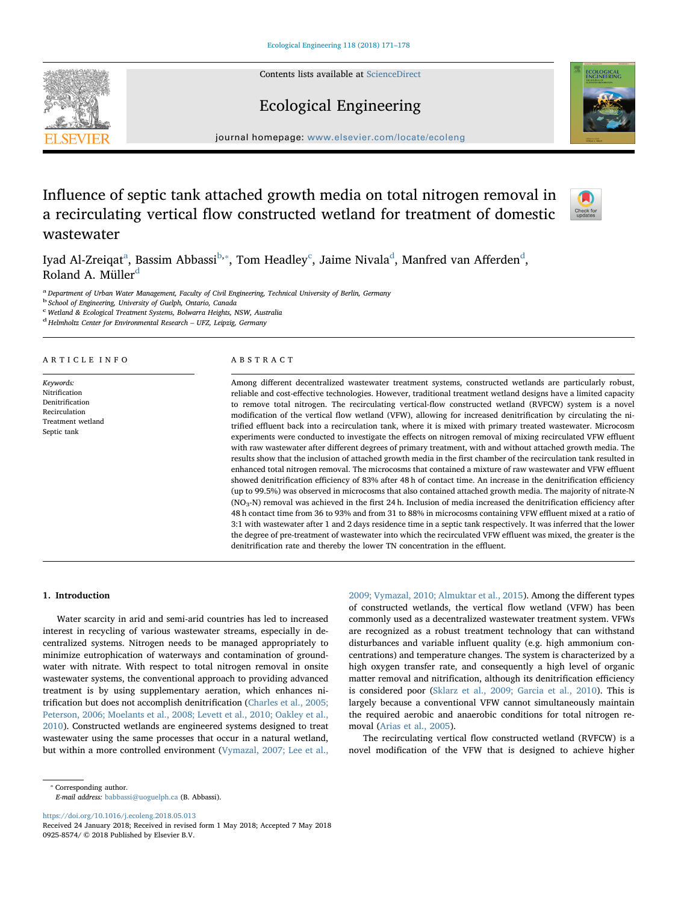# Influence of septic tank attached growth media on total nitrogen removal in a recirculating vertical flow constructed wetland for treatment of domestic wastewater

Iyad Al-Zreiqat[a], Bassim Abbassi[b,*], Tom Headley[c], Jaime Nivala[d], Manfred van Afferden[d], Roland A. Müller[d]

[a] Department of Urban Water Management, Faculty of Civil Engineering, Technical University of Berlin, Germany
[b] School of Engineering, University of Guelph, Ontario, Canada
[c] Wetland & Ecological Treatment Systems, Bolwarra Heights, NSW, Australia
[d] Helmholtz Center for Environmental Research – UFZ, Leipzig, Germany

## ARTICLE INFO

*Keywords:*
Nitrification
Denitrification
Recirculation
Treatment wetland
Septic tank

## ABSTRACT

Among different decentralized wastewater treatment systems, constructed wetlands are particularly robust, reliable and cost-effective technologies. However, traditional treatment wetland designs have a limited capacity to remove total nitrogen. The recirculating vertical-flow constructed wetland (RVFCW) system is a novel modification of the vertical flow wetland (VFW), allowing for increased denitrification by circulating the nitrified effluent back into a recirculation tank, where it is mixed with primary treated wastewater. Microcosm experiments were conducted to investigate the effects on nitrogen removal of mixing recirculated VFW effluent with raw wastewater after different degrees of primary treatment, with and without attached growth media. The results show that the inclusion of attached growth media in the first chamber of the recirculation tank resulted in enhanced total nitrogen removal. The microcosms that contained a mixture of raw wastewater and VFW effluent showed denitrification efficiency of 83% after 48 h of contact time. An increase in the denitrification efficiency (up to 99.5%) was observed in microcosms that also contained attached growth media. The majority of nitrate-N ($NO_3$-N) removal was achieved in the first 24 h. Inclusion of media increased the denitrification efficiency after 48 h contact time from 36 to 93% and from 31 to 88% in microcosms containing VFW effluent mixed at a ratio of 3:1 with wastewater after 1 and 2 days residence time in a septic tank respectively. It was inferred that the lower the degree of pre-treatment of wastewater into which the recirculated VFW effluent was mixed, the greater is the denitrification rate and thereby the lower TN concentration in the effluent.

## 1. Introduction

Water scarcity in arid and semi-arid countries has led to increased interest in recycling of various wastewater streams, especially in decentralized systems. Nitrogen needs to be managed appropriately to minimize eutrophication of waterways and contamination of groundwater with nitrate. With respect to total nitrogen removal in onsite wastewater systems, the conventional approach to providing advanced treatment is by using supplementary aeration, which enhances nitrification but does not accomplish denitrification (Charles et al., 2005; Peterson, 2006; Moelants et al., 2008; Levett et al., 2010; Oakley et al., 2010). Constructed wetlands are engineered systems designed to treat wastewater using the same processes that occur in a natural wetland, but within a more controlled environment (Vymazal, 2007; Lee et al., 2009; Vymazal, 2010; Almuktar et al., 2015). Among the different types of constructed wetlands, the vertical flow wetland (VFW) has been commonly used as a decentralized wastewater treatment system. VFWs are recognized as a robust treatment technology that can withstand disturbances and variable influent quality (e.g. high ammonium concentrations) and temperature changes. The system is characterized by a high oxygen transfer rate, and consequently a high level of organic matter removal and nitrification, although its denitrification efficiency is considered poor (Sklarz et al., 2009; Garcia et al., 2010). This is largely because a conventional VFW cannot simultaneously maintain the required aerobic and anaerobic conditions for total nitrogen removal (Arias et al., 2005).

The recirculating vertical flow constructed wetland (RVFCW) is a novel modification of the VFW that is designed to achieve higher

* Corresponding author.
*E-mail address:* babbassi@uoguelph.ca (B. Abbassi).

https://doi.org/10.1016/j.ecoleng.2018.05.013
Received 24 January 2018; Received in revised form 1 May 2018; Accepted 7 May 2018
0925-8574/ © 2018 Published by Elsevier B.V.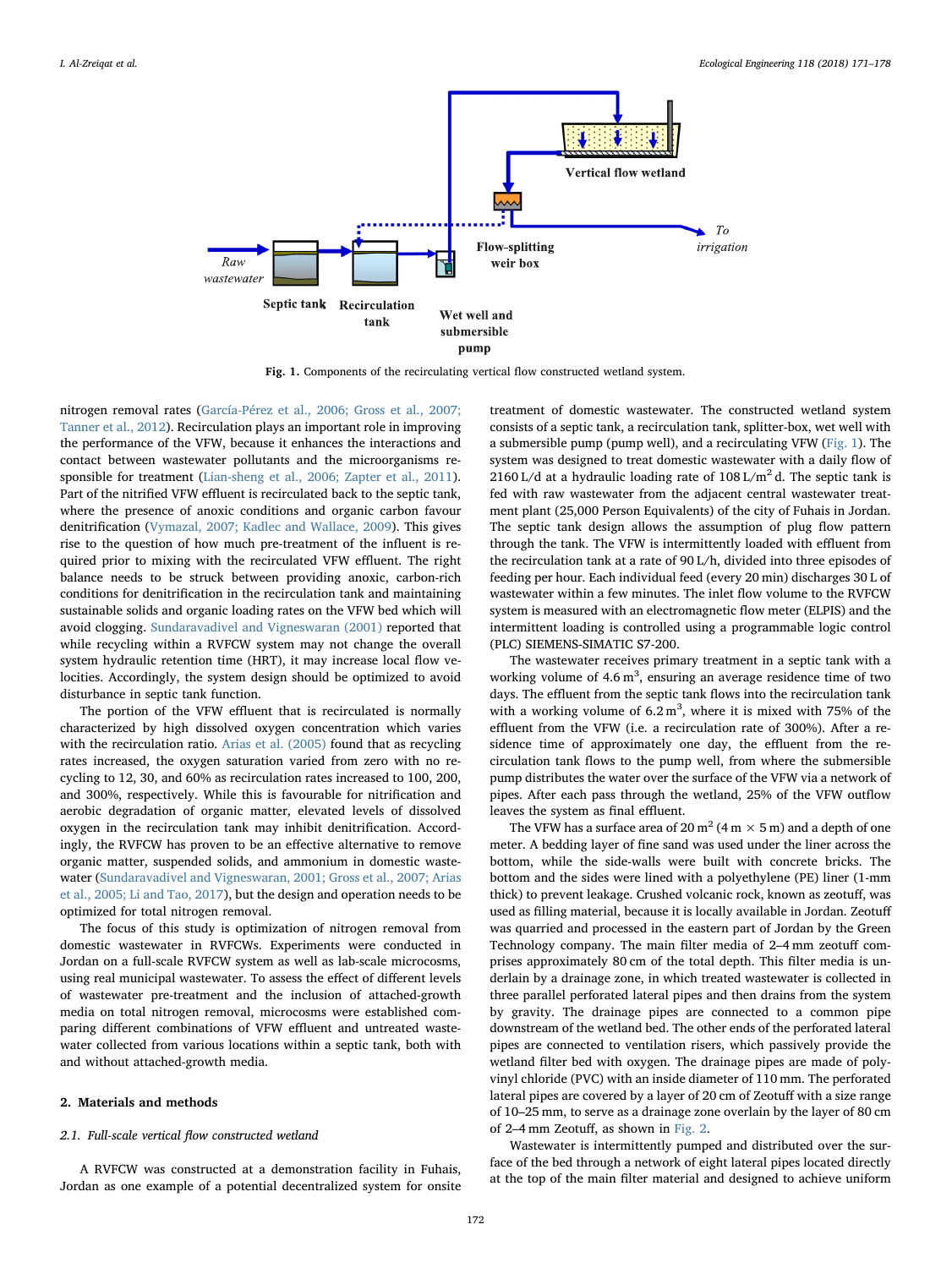Fig. 1. Components of the recirculating vertical flow constructed wetland system.

nitrogen removal rates (García-Pérez et al., 2006; Gross et al., 2007; Tanner et al., 2012). Recirculation plays an important role in improving the performance of the VFW, because it enhances the interactions and contact between wastewater pollutants and the microorganisms responsible for treatment (Lian-sheng et al., 2006; Zapter et al., 2011). Part of the nitrified VFW effluent is recirculated back to the septic tank, where the presence of anoxic conditions and organic carbon favour denitrification (Vymazal, 2007; Kadlec and Wallace, 2009). This gives rise to the question of how much pre-treatment of the influent is required prior to mixing with the recirculated VFW effluent. The right balance needs to be struck between providing anoxic, carbon-rich conditions for denitrification in the recirculation tank and maintaining sustainable solids and organic loading rates on the VFW bed which will avoid clogging. Sundaravadivel and Vigneswaran (2001) reported that while recycling within a RVFCW system may not change the overall system hydraulic retention time (HRT), it may increase local flow velocities. Accordingly, the system design should be optimized to avoid disturbance in septic tank function.

The portion of the VFW effluent that is recirculated is normally characterized by high dissolved oxygen concentration which varies with the recirculation ratio. Arias et al. (2005) found that as recycling rates increased, the oxygen saturation varied from zero with no recycling to 12, 30, and 60% as recirculation rates increased to 100, 200, and 300%, respectively. While this is favourable for nitrification and aerobic degradation of organic matter, elevated levels of dissolved oxygen in the recirculation tank may inhibit denitrification. Accordingly, the RVFCW has proven to be an effective alternative to remove organic matter, suspended solids, and ammonium in domestic wastewater (Sundaravadivel and Vigneswaran, 2001; Gross et al., 2007; Arias et al., 2005; Li and Tao, 2017), but the design and operation needs to be optimized for total nitrogen removal.

The focus of this study is optimization of nitrogen removal from domestic wastewater in RVFCWs. Experiments were conducted in Jordan on a full-scale RVFCW system as well as lab-scale microcosms, using real municipal wastewater. To assess the effect of different levels of wastewater pre-treatment and the inclusion of attached-growth media on total nitrogen removal, microcosms were established comparing different combinations of VFW effluent and untreated wastewater collected from various locations within a septic tank, both with and without attached-growth media.

## 2. Materials and methods

### 2.1. Full-scale vertical flow constructed wetland

A RVFCW was constructed at a demonstration facility in Fuhais, Jordan as one example of a potential decentralized system for onsite treatment of domestic wastewater. The constructed wetland system consists of a septic tank, a recirculation tank, splitter-box, wet well with a submersible pump (pump well), and a recirculating VFW (Fig. 1). The system was designed to treat domestic wastewater with a daily flow of 2160 L/d at a hydraulic loading rate of 108 L/$m^2$ d. The septic tank is fed with raw wastewater from the adjacent central wastewater treatment plant (25,000 Person Equivalents) of the city of Fuhais in Jordan. The septic tank design allows the assumption of plug flow pattern through the tank. The VFW is intermittently loaded with effluent from the recirculation tank at a rate of 90 L/h, divided into three episodes of feeding per hour. Each individual feed (every 20 min) discharges 30 L of wastewater within a few minutes. The inlet flow volume to the RVFCW system is measured with an electromagnetic flow meter (ELPIS) and the intermittent loading is controlled using a programmable logic control (PLC) SIEMENS-SIMATIC S7-200.

The wastewater receives primary treatment in a septic tank with a working volume of 4.6 $m^3$, ensuring an average residence time of two days. The effluent from the septic tank flows into the recirculation tank with a working volume of 6.2 $m^3$, where it is mixed with 75% of the effluent from the VFW (i.e. a recirculation rate of 300%). After a residence time of approximately one day, the effluent from the recirculation tank flows to the pump well, from where the submersible pump distributes the water over the surface of the VFW via a network of pipes. After each pass through the wetland, 25% of the VFW outflow leaves the system as final effluent.

The VFW has a surface area of 20 $m^2$ (4 m × 5 m) and a depth of one meter. A bedding layer of fine sand was used under the liner across the bottom, while the side-walls were built with concrete bricks. The bottom and the sides were lined with a polyethylene (PE) liner (1-mm thick) to prevent leakage. Crushed volcanic rock, known as zeotuff, was used as filling material, because it is locally available in Jordan. Zeotuff was quarried and processed in the eastern part of Jordan by the Green Technology company. The main filter media of 2–4 mm zeotuff comprises approximately 80 cm of the total depth. This filter media is underlain by a drainage zone, in which treated wastewater is collected in three parallel perforated lateral pipes and then drains from the system by gravity. The drainage pipes are connected to a common pipe downstream of the wetland bed. The other ends of the perforated lateral pipes are connected to ventilation risers, which passively provide the wetland filter bed with oxygen. The drainage pipes are made of polyvinyl chloride (PVC) with an inside diameter of 110 mm. The perforated lateral pipes are covered by a layer of 20 cm of Zeotuff with a size range of 10–25 mm, to serve as a drainage zone overlain by the layer of 80 cm of 2–4 mm Zeotuff, as shown in Fig. 2.

Wastewater is intermittently pumped and distributed over the surface of the bed through a network of eight lateral pipes located directly at the top of the main filter material and designed to achieve uniform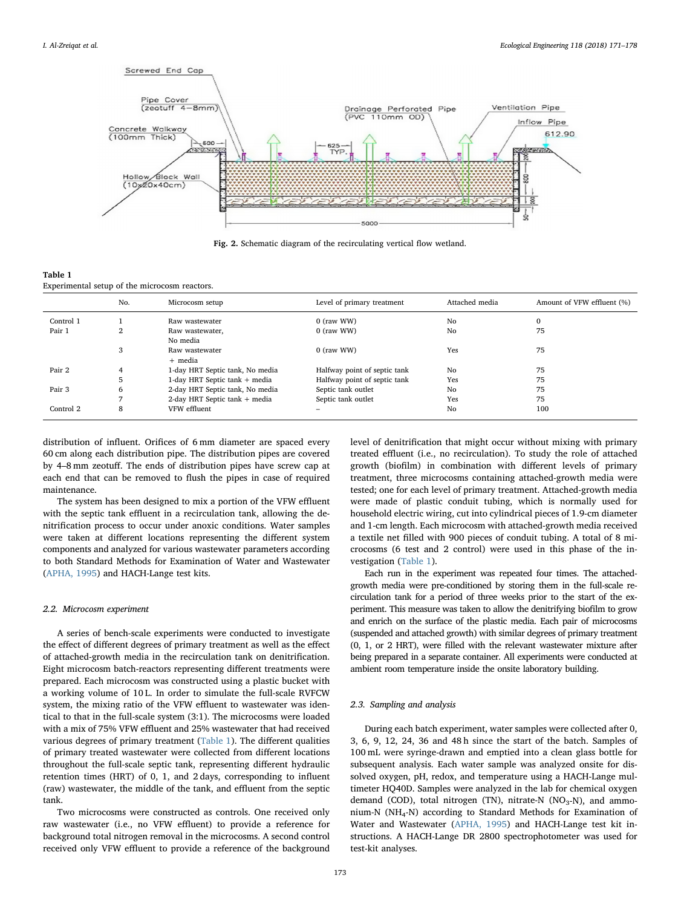Fig. 2. Schematic diagram of the recirculating vertical flow wetland.

Table 1
Experimental setup of the microcosm reactors.

| | No. | Microcosm setup | Level of primary treatment | Attached media | Amount of VFW effluent (%) |
|---|---|---|---|---|---|
| Control 1 | 1 | Raw wastewater | 0 (raw WW) | No | 0 |
| Pair 1 | 2 | Raw wastewater, No media | 0 (raw WW) | No | 75 |
| | 3 | Raw wastewater + media | 0 (raw WW) | Yes | 75 |
| Pair 2 | 4 | 1-day HRT Septic tank, No media | Halfway point of septic tank | No | 75 |
| | 5 | 1-day HRT Septic tank + media | Halfway point of septic tank | Yes | 75 |
| Pair 3 | 6 | 2-day HRT Septic tank, No media | Septic tank outlet | No | 75 |
| | 7 | 2-day HRT Septic tank + media | Septic tank outlet | Yes | 75 |
| Control 2 | 8 | VFW effluent | – | No | 100 |

distribution of influent. Orifices of 6 mm diameter are spaced every 60 cm along each distribution pipe. The distribution pipes are covered by 4–8 mm zeotuff. The ends of distribution pipes have screw cap at each end that can be removed to flush the pipes in case of required maintenance.

The system has been designed to mix a portion of the VFW effluent with the septic tank effluent in a recirculation tank, allowing the denitrification process to occur under anoxic conditions. Water samples were taken at different locations representing the different system components and analyzed for various wastewater parameters according to both Standard Methods for Examination of Water and Wastewater (APHA, 1995) and HACH-Lange test kits.

### 2.2. Microcosm experiment

A series of bench-scale experiments were conducted to investigate the effect of different degrees of primary treatment as well as the effect of attached-growth media in the recirculation tank on denitrification. Eight microcosm batch-reactors representing different treatments were prepared. Each microcosm was constructed using a plastic bucket with a working volume of 10 L. In order to simulate the full-scale RVFCW system, the mixing ratio of the VFW effluent to wastewater was identical to that in the full-scale system (3:1). The microcosms were loaded with a mix of 75% VFW effluent and 25% wastewater that had received various degrees of primary treatment (Table 1). The different qualities of primary treated wastewater were collected from different locations throughout the full-scale septic tank, representing different hydraulic retention times (HRT) of 0, 1, and 2 days, corresponding to influent (raw) wastewater, the middle of the tank, and effluent from the septic tank.

Two microcosms were constructed as controls. One received only raw wastewater (i.e., no VFW effluent) to provide a reference for background total nitrogen removal in the microcosms. A second control received only VFW effluent to provide a reference of the background level of denitrification that might occur without mixing with primary treated effluent (i.e., no recirculation). To study the role of attached growth (biofilm) in combination with different levels of primary treatment, three microcosms containing attached-growth media were tested; one for each level of primary treatment. Attached-growth media were made of plastic conduit tubing, which is normally used for household electric wiring, cut into cylindrical pieces of 1.9-cm diameter and 1-cm length. Each microcosm with attached-growth media received a textile net filled with 900 pieces of conduit tubing. A total of 8 microcosms (6 test and 2 control) were used in this phase of the investigation (Table 1).

Each run in the experiment was repeated four times. The attached-growth media were pre-conditioned by storing them in the full-scale recirculation tank for a period of three weeks prior to the start of the experiment. This measure was taken to allow the denitrifying biofilm to grow and enrich on the surface of the plastic media. Each pair of microcosms (suspended and attached growth) with similar degrees of primary treatment (0, 1, or 2 HRT), were filled with the relevant wastewater mixture after being prepared in a separate container. All experiments were conducted at ambient room temperature inside the onsite laboratory building.

### 2.3. Sampling and analysis

During each batch experiment, water samples were collected after 0, 3, 6, 9, 12, 24, 36 and 48 h since the start of the batch. Samples of 100 mL were syringe-drawn and emptied into a clean glass bottle for subsequent analysis. Each water sample was analyzed onsite for dissolved oxygen, pH, redox, and temperature using a HACH-Lange multimeter HQ40D. Samples were analyzed in the lab for chemical oxygen demand (COD), total nitrogen (TN), nitrate-N ($NO_3$-N), and ammonium-N ($NH_4$-N) according to Standard Methods for Examination of Water and Wastewater (APHA, 1995) and HACH-Lange test kit instructions. A HACH-Lange DR 2800 spectrophotometer was used for test-kit analyses.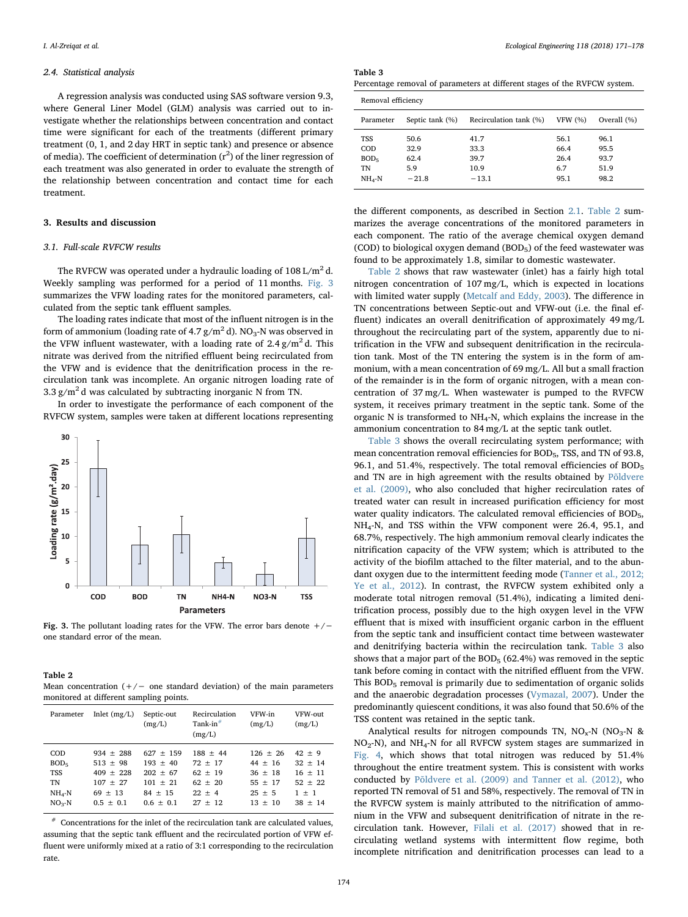### 2.4. Statistical analysis

A regression analysis was conducted using SAS software version 9.3, where General Liner Model (GLM) analysis was carried out to investigate whether the relationships between concentration and contact time were significant for each of the treatments (different primary treatment (0, 1, and 2 day HRT in septic tank) and presence or absence of media). The coefficient of determination ($r^2$) of the liner regression of each treatment was also generated in order to evaluate the strength of the relationship between concentration and contact time for each treatment.

## 3. Results and discussion

### 3.1. Full-scale RVFCW results

The RVFCW was operated under a hydraulic loading of 108 L/$m^2$ d. Weekly sampling was performed for a period of 11 months. Fig. 3 summarizes the VFW loading rates for the monitored parameters, calculated from the septic tank effluent samples.

The loading rates indicate that most of the influent nitrogen is in the form of ammonium (loading rate of 4.7 g/$m^2$ d). $NO_3$-N was observed in the VFW influent wastewater, with a loading rate of 2.4 g/$m^2$ d. This nitrate was derived from the nitrified effluent being recirculated from the VFW and is evidence that the denitrification process in the recirculation tank was incomplete. An organic nitrogen loading rate of 3.3 g/$m^2$ d was calculated by subtracting inorganic N from TN.

In order to investigate the performance of each component of the RVFCW system, samples were taken at different locations representing the different components, as described in Section 2.1. Table 2 summarizes the average concentrations of the monitored parameters in each component. The ratio of the average chemical oxygen demand (COD) to biological oxygen demand ($BOD_5$) of the feed wastewater was found to be approximately 1.8, similar to domestic wastewater.

Fig. 3. The pollutant loading rates for the VFW. The error bars denote +/− one standard error of the mean.

**Table 2**
Mean concentration (+/− one standard deviation) of the main parameters monitored at different sampling points.

| Parameter | Inlet (mg/L) | Septic-out (mg/L) | Recirculation Tank-in[#] (mg/L) | VFW-in (mg/L) | VFW-out (mg/L) |
|---|---|---|---|---|---|
| COD | 934 ± 288 | 627 ± 159 | 188 ± 44 | 126 ± 26 | 42 ± 9 |
| $BOD_5$ | 513 ± 98 | 193 ± 40 | 72 ± 17 | 44 ± 16 | 32 ± 14 |
| TSS | 409 ± 228 | 202 ± 67 | 62 ± 19 | 36 ± 18 | 16 ± 11 |
| TN | 107 ± 27 | 101 ± 21 | 62 ± 20 | 55 ± 17 | 52 ± 22 |
| $NH_4$-N | 69 ± 13 | 84 ± 15 | 22 ± 4 | 25 ± 5 | 1 ± 1 |
| $NO_3$-N | 0.5 ± 0.1 | 0.6 ± 0.1 | 27 ± 12 | 13 ± 10 | 38 ± 14 |

[#] Concentrations for the inlet of the recirculation tank are calculated values, assuming that the septic tank effluent and the recirculated portion of VFW effluent were uniformly mixed at a ratio of 3:1 corresponding to the recirculation rate.

**Table 3**
Percentage removal of parameters at different stages of the RVFCW system.

| Removal efficiency | | | | |
|---|---|---|---|---|
| Parameter | Septic tank (%) | Recirculation tank (%) | VFW (%) | Overall (%) |
| TSS | 50.6 | 41.7 | 56.1 | 96.1 |
| COD | 32.9 | 33.3 | 66.4 | 95.5 |
| $BOD_5$ | 62.4 | 39.7 | 26.4 | 93.7 |
| TN | 5.9 | 10.9 | 6.7 | 51.9 |
| $NH_4$-N | −21.8 | −13.1 | 95.1 | 98.2 |

Table 2 shows that raw wastewater (inlet) has a fairly high total nitrogen concentration of 107 mg/L, which is expected in locations with limited water supply (Metcalf and Eddy, 2003). The difference in TN concentrations between Septic-out and VFW-out (i.e. the final effluent) indicates an overall denitrification of approximately 49 mg/L throughout the recirculating part of the system, apparently due to nitrification in the VFW and subsequent denitrification in the recirculation tank. Most of the TN entering the system is in the form of ammonium, with a mean concentration of 69 mg/L. All but a small fraction of the remainder is in the form of organic nitrogen, with a mean concentration of 37 mg/L. When wastewater is pumped to the RVFCW system, it receives primary treatment in the septic tank. Some of the organic N is transformed to $NH_4$-N, which explains the increase in the ammonium concentration to 84 mg/L at the septic tank outlet.

Table 3 shows the overall recirculating system performance; with mean concentration removal efficiencies for $BOD_5$, TSS, and TN of 93.8, 96.1, and 51.4%, respectively. The total removal efficiencies of $BOD_5$ and TN are in high agreement with the results obtained by Põldvere et al. (2009), who also concluded that higher recirculation rates of treated water can result in increased purification efficiency for most water quality indicators. The calculated removal efficiencies of $BOD_5$, $NH_4$-N, and TSS within the VFW component were 26.4, 95.1, and 68.7%, respectively. The high ammonium removal clearly indicates the nitrification capacity of the VFW system; which is attributed to the activity of the biofilm attached to the filter material, and to the abundant oxygen due to the intermittent feeding mode (Tanner et al., 2012; Ye et al., 2012). In contrast, the RVFCW system exhibited only a moderate total nitrogen removal (51.4%), indicating a limited denitrification process, possibly due to the high oxygen level in the VFW effluent that is mixed with insufficient organic carbon in the effluent from the septic tank and insufficient contact time between wastewater and denitrifying bacteria within the recirculation tank. Table 3 also shows that a major part of the $BOD_5$ (62.4%) was removed in the septic tank before coming in contact with the nitrified effluent from the VFW. This $BOD_5$ removal is primarily due to sedimentation of organic solids and the anaerobic degradation processes (Vymazal, 2007). Under the predominantly quiescent conditions, it was also found that 50.6% of the TSS content was retained in the septic tank.

Analytical results for nitrogen compounds TN, $NO_x$-N ($NO_3$-N & $NO_2$-N), and $NH_4$-N for all RVFCW system stages are summarized in Fig. 4, which shows that total nitrogen was reduced by 51.4% throughout the entire treatment system. This is consistent with works conducted by Põldvere et al. (2009) and Tanner et al. (2012), who reported TN removal of 51 and 58%, respectively. The removal of TN in the RVFCW system is mainly attributed to the nitrification of ammonium in the VFW and subsequent denitrification of nitrate in the recirculation tank. However, Filali et al. (2017) showed that in recirculating wetland systems with intermittent flow regime, both incomplete nitrification and denitrification processes can lead to a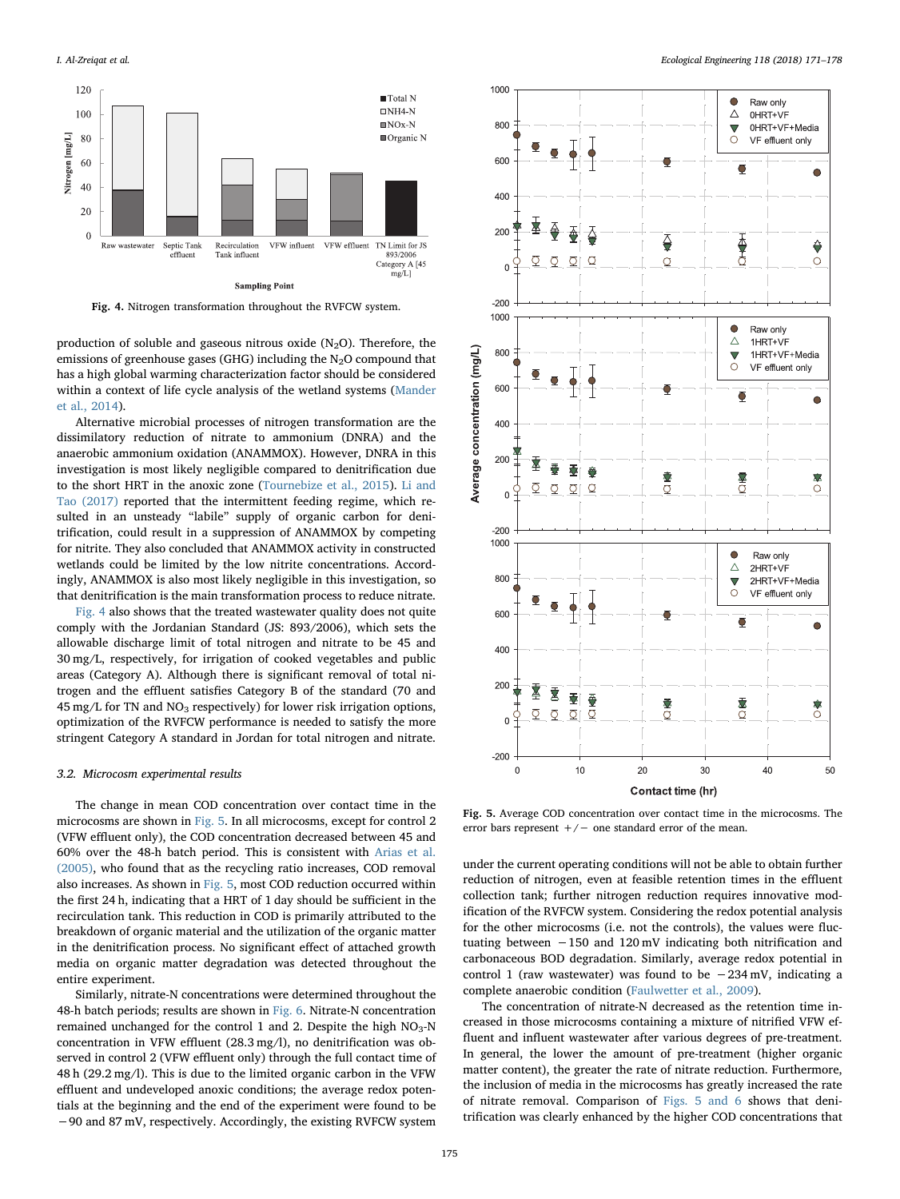Fig. 4. Nitrogen transformation throughout the RVFCW system.

production of soluble and gaseous nitrous oxide ($N_2O$). Therefore, the emissions of greenhouse gases (GHG) including the $N_2O$ compound that has a high global warming characterization factor should be considered within a context of life cycle analysis of the wetland systems (Mander et al., 2014).

Alternative microbial processes of nitrogen transformation are the dissimilatory reduction of nitrate to ammonium (DNRA) and the anaerobic ammonium oxidation (ANAMMOX). However, DNRA in this investigation is most likely negligible compared to denitrification due to the short HRT in the anoxic zone (Tournebize et al., 2015). Li and Tao (2017) reported that the intermittent feeding regime, which resulted in an unsteady "labile" supply of organic carbon for denitrification, could result in a suppression of ANAMMOX by competing for nitrite. They also concluded that ANAMMOX activity in constructed wetlands could be limited by the low nitrite concentrations. Accordingly, ANAMMOX is also most likely negligible in this investigation, so that denitrification is the main transformation process to reduce nitrate.

Fig. 4 also shows that the treated wastewater quality does not quite comply with the Jordanian Standard (JS: 893/2006), which sets the allowable discharge limit of total nitrogen and nitrate to be 45 and 30 mg/L, respectively, for irrigation of cooked vegetables and public areas (Category A). Although there is significant removal of total nitrogen and the effluent satisfies Category B of the standard (70 and 45 mg/L for TN and $NO_3$ respectively) for lower risk irrigation options, optimization of the RVFCW performance is needed to satisfy the more stringent Category A standard in Jordan for total nitrogen and nitrate.

### 3.2. Microcosm experimental results

The change in mean COD concentration over contact time in the microcosms are shown in Fig. 5. In all microcosms, except for control 2 (VFW effluent only), the COD concentration decreased between 45 and 60% over the 48-h batch period. This is consistent with Arias et al. (2005), who found that as the recycling ratio increases, COD removal also increases. As shown in Fig. 5, most COD reduction occurred within the first 24 h, indicating that a HRT of 1 day should be sufficient in the recirculation tank. This reduction in COD is primarily attributed to the breakdown of organic material and the utilization of the organic matter in the denitrification process. No significant effect of attached growth media on organic matter degradation was detected throughout the entire experiment.

Similarly, nitrate-N concentrations were determined throughout the 48-h batch periods; results are shown in Fig. 6. Nitrate-N concentration remained unchanged for the control 1 and 2. Despite the high $NO_3$-N concentration in VFW effluent (28.3 mg/l), no denitrification was observed in control 2 (VFW effluent only) through the full contact time of 48 h (29.2 mg/l). This is due to the limited organic carbon in the VFW effluent and undeveloped anoxic conditions; the average redox potentials at the beginning and the end of the experiment were found to be −90 and 87 mV, respectively. Accordingly, the existing RVFCW system under the current operating conditions will not be able to obtain further reduction of nitrogen, even at feasible retention times in the effluent collection tank; further nitrogen reduction requires innovative modification of the RVFCW system. Considering the redox potential analysis for the other microcosms (i.e. not the controls), the values were fluctuating between −150 and 120 mV indicating both nitrification and carbonaceous BOD degradation. Similarly, average redox potential in control 1 (raw wastewater) was found to be −234 mV, indicating a complete anaerobic condition (Faulwetter et al., 2009).

The concentration of nitrate-N decreased as the retention time increased in those microcosms containing a mixture of nitrified VFW effluent and influent wastewater after various degrees of pre-treatment. In general, the lower the amount of pre-treatment (higher organic matter content), the greater the rate of nitrate reduction. Furthermore, the inclusion of media in the microcosms has greatly increased the rate of nitrate removal. Comparison of Figs. 5 and 6 shows that denitrification was clearly enhanced by the higher COD concentrations that

Fig. 5. Average COD concentration over contact time in the microcosms. The error bars represent +/− one standard error of the mean.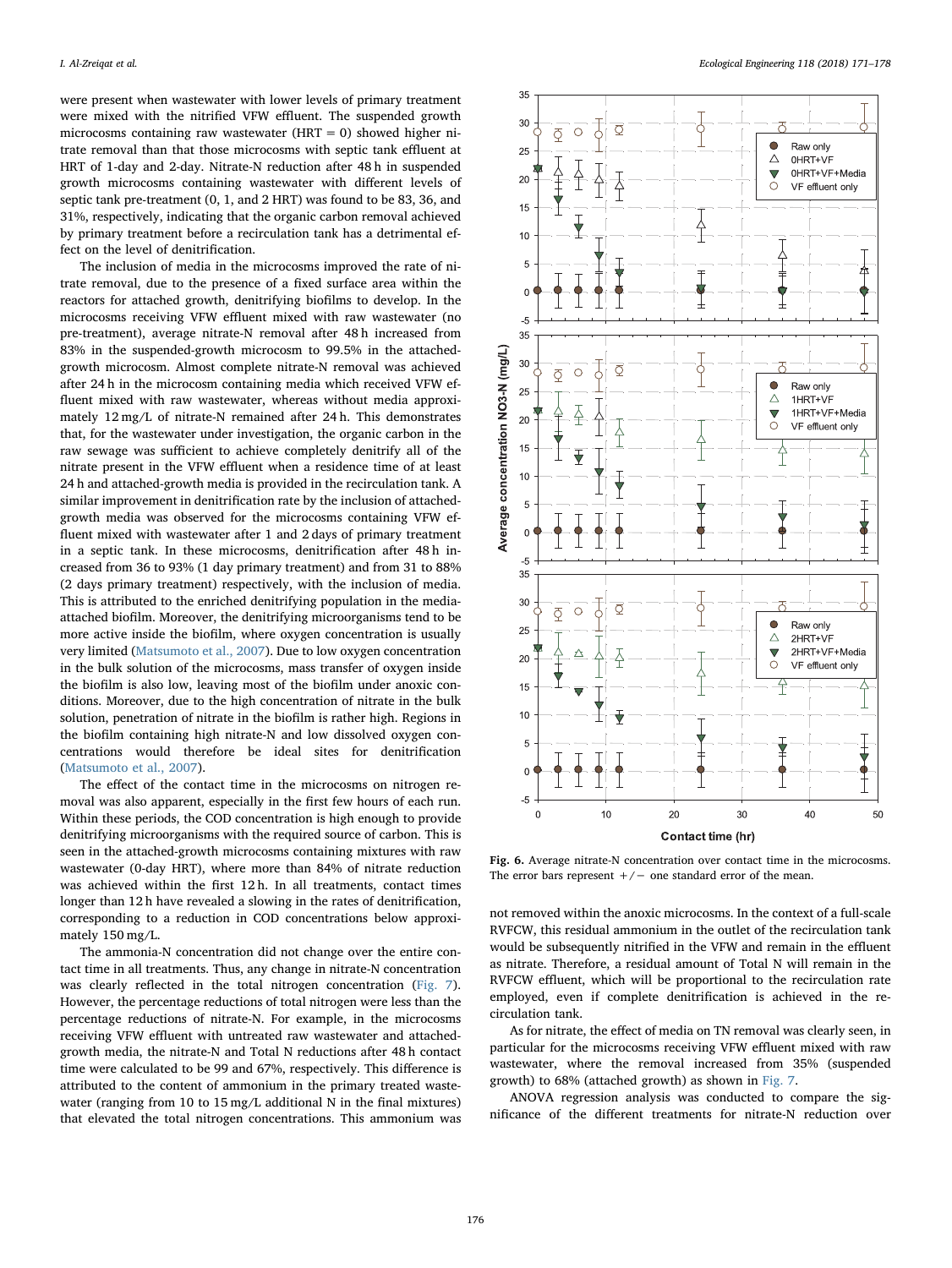were present when wastewater with lower levels of primary treatment were mixed with the nitrified VFW effluent. The suspended growth microcosms containing raw wastewater (HRT = 0) showed higher nitrate removal than that those microcosms with septic tank effluent at HRT of 1-day and 2-day. Nitrate-N reduction after 48 h in suspended growth microcosms containing wastewater with different levels of septic tank pre-treatment (0, 1, and 2 HRT) was found to be 83, 36, and 31%, respectively, indicating that the organic carbon removal achieved by primary treatment before a recirculation tank has a detrimental effect on the level of denitrification.

The inclusion of media in the microcosms improved the rate of nitrate removal, due to the presence of a fixed surface area within the reactors for attached growth, denitrifying biofilms to develop. In the microcosms receiving VFW effluent mixed with raw wastewater (no pre-treatment), average nitrate-N removal after 48 h increased from 83% in the suspended-growth microcosm to 99.5% in the attached-growth microcosm. Almost complete nitrate-N removal was achieved after 24 h in the microcosm containing media which received VFW effluent mixed with raw wastewater, whereas without media approximately 12 mg/L of nitrate-N remained after 24 h. This demonstrates that, for the wastewater under investigation, the organic carbon in the raw sewage was sufficient to achieve completely denitrify all of the nitrate present in the VFW effluent when a residence time of at least 24 h and attached-growth media is provided in the recirculation tank. A similar improvement in denitrification rate by the inclusion of attached-growth media was observed for the microcosms containing VFW effluent mixed with wastewater after 1 and 2 days of primary treatment in a septic tank. In these microcosms, denitrification after 48 h increased from 36 to 93% (1 day primary treatment) and from 31 to 88% (2 days primary treatment) respectively, with the inclusion of media. This is attributed to the enriched denitrifying population in the media-attached biofilm. Moreover, the denitrifying microorganisms tend to be more active inside the biofilm, where oxygen concentration is usually very limited (Matsumoto et al., 2007). Due to low oxygen concentration in the bulk solution of the microcosms, mass transfer of oxygen inside the biofilm is also low, leaving most of the biofilm under anoxic conditions. Moreover, due to the high concentration of nitrate in the bulk solution, penetration of nitrate in the biofilm is rather high. Regions in the biofilm containing high nitrate-N and low dissolved oxygen concentrations would therefore be ideal sites for denitrification (Matsumoto et al., 2007).

The effect of the contact time in the microcosms on nitrogen removal was also apparent, especially in the first few hours of each run. Within these periods, the COD concentration is high enough to provide denitrifying microorganisms with the required source of carbon. This is seen in the attached-growth microcosms containing mixtures with raw wastewater (0-day HRT), where more than 84% of nitrate reduction was achieved within the first 12 h. In all treatments, contact times longer than 12 h have revealed a slowing in the rates of denitrification, corresponding to a reduction in COD concentrations below approximately 150 mg/L.

The ammonia-N concentration did not change over the entire contact time in all treatments. Thus, any change in nitrate-N concentration was clearly reflected in the total nitrogen concentration (Fig. 7). However, the percentage reductions of total nitrogen were less than the percentage reductions of nitrate-N. For example, in the microcosms receiving VFW effluent with untreated raw wastewater and attached-growth media, the nitrate-N and Total N reductions after 48 h contact time were calculated to be 99 and 67%, respectively. This difference is attributed to the content of ammonium in the primary treated wastewater (ranging from 10 to 15 mg/L additional N in the final mixtures) that elevated the total nitrogen concentrations. This ammonium was not removed within the anoxic microcosms. In the context of a full-scale RVFCW, this residual ammonium in the outlet of the recirculation tank would be subsequently nitrified in the VFW and remain in the effluent as nitrate. Therefore, a residual amount of Total N will remain in the RVFCW effluent, which will be proportional to the recirculation rate employed, even if complete denitrification is achieved in the recirculation tank.

As for nitrate, the effect of media on TN removal was clearly seen, in particular for the microcosms receiving VFW effluent mixed with raw wastewater, where the removal increased from 35% (suspended growth) to 68% (attached growth) as shown in Fig. 7.

ANOVA regression analysis was conducted to compare the significance of the different treatments for nitrate-N reduction over

**Fig. 6.** Average nitrate-N concentration over contact time in the microcosms. The error bars represent +/− one standard error of the mean.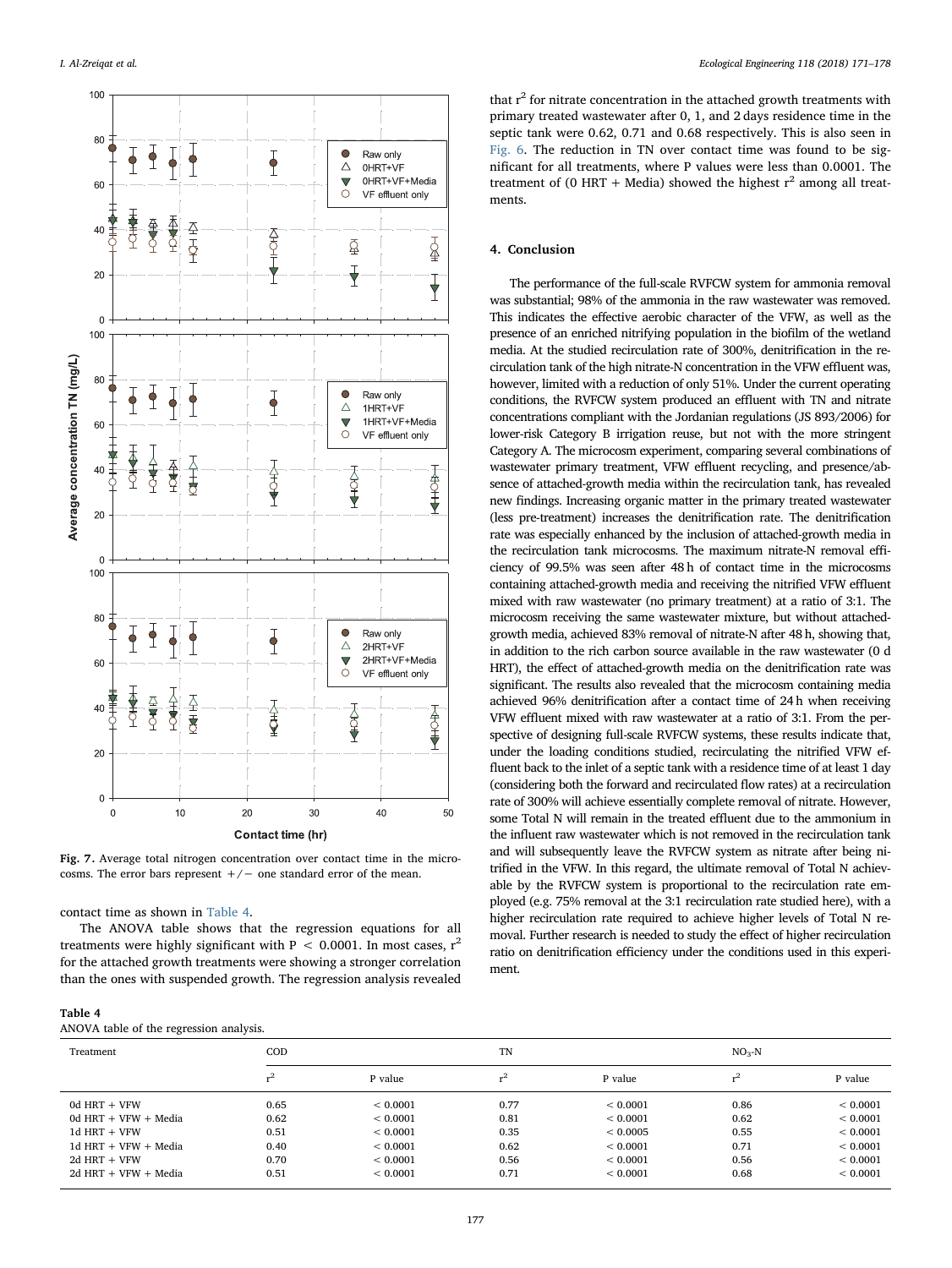Fig. 7. Average total nitrogen concentration over contact time in the microcosms. The error bars represent +/− one standard error of the mean.

contact time as shown in Table 4.

The ANOVA table shows that the regression equations for all treatments were highly significant with $P < 0.0001$. In most cases, $r^2$ for the attached growth treatments were showing a stronger correlation than the ones with suspended growth. The regression analysis revealed that $r^2$ for nitrate concentration in the attached growth treatments with primary treated wastewater after 0, 1, and 2 days residence time in the septic tank were 0.62, 0.71 and 0.68 respectively. This is also seen in Fig. 6. The reduction in TN over contact time was found to be significant for all treatments, where P values were less than 0.0001. The treatment of (0 HRT + Media) showed the highest $r^2$ among all treatments.

**Table 4**
ANOVA table of the regression analysis.

| Treatment | COD | | TN | | $NO_3$-N | |
|---|---|---|---|---|---|---|
| | $r^2$ | P value | $r^2$ | P value | $r^2$ | P value |
| 0d HRT + VFW | 0.65 | < 0.0001 | 0.77 | < 0.0001 | 0.86 | < 0.0001 |
| 0d HRT + VFW + Media | 0.62 | < 0.0001 | 0.81 | < 0.0001 | 0.62 | < 0.0001 |
| 1d HRT + VFW | 0.51 | < 0.0001 | 0.35 | < 0.0005 | 0.55 | < 0.0001 |
| 1d HRT + VFW + Media | 0.40 | < 0.0001 | 0.62 | < 0.0001 | 0.71 | < 0.0001 |
| 2d HRT + VFW | 0.70 | < 0.0001 | 0.56 | < 0.0001 | 0.56 | < 0.0001 |
| 2d HRT + VFW + Media | 0.51 | < 0.0001 | 0.71 | < 0.0001 | 0.68 | < 0.0001 |

## 4. Conclusion

The performance of the full-scale RVFCW system for ammonia removal was substantial; 98% of the ammonia in the raw wastewater was removed. This indicates the effective aerobic character of the VFW, as well as the presence of an enriched nitrifying population in the biofilm of the wetland media. At the studied recirculation rate of 300%, denitrification in the recirculation tank of the high nitrate-N concentration in the VFW effluent was, however, limited with a reduction of only 51%. Under the current operating conditions, the RVFCW system produced an effluent with TN and nitrate concentrations compliant with the Jordanian regulations (JS 893/2006) for lower-risk Category B irrigation reuse, but not with the more stringent Category A. The microcosm experiment, comparing several combinations of wastewater primary treatment, VFW effluent recycling, and presence/absence of attached-growth media within the recirculation tank, has revealed new findings. Increasing organic matter in the primary treated wastewater (less pre-treatment) increases the denitrification rate. The denitrification rate was especially enhanced by the inclusion of attached-growth media in the recirculation tank microcosms. The maximum nitrate-N removal efficiency of 99.5% was seen after 48 h of contact time in the microcosms containing attached-growth media and receiving the nitrified VFW effluent mixed with raw wastewater (no primary treatment) at a ratio of 3:1. The microcosm receiving the same wastewater mixture, but without attached-growth media, achieved 83% removal of nitrate-N after 48 h, showing that, in addition to the rich carbon source available in the raw wastewater (0 d HRT), the effect of attached-growth media on the denitrification rate was significant. The results also revealed that the microcosm containing media achieved 96% denitrification after a contact time of 24 h when receiving VFW effluent mixed with raw wastewater at a ratio of 3:1. From the perspective of designing full-scale RVFCW systems, these results indicate that, under the loading conditions studied, recirculating the nitrified VFW effluent back to the inlet of a septic tank with a residence time of at least 1 day (considering both the forward and recirculated flow rates) at a recirculation rate of 300% will achieve essentially complete removal of nitrate. However, some Total N will remain in the treated effluent due to the ammonium in the influent raw wastewater which is not removed in the recirculation tank and will subsequently leave the RVFCW system as nitrate after being nitrified in the VFW. In this regard, the ultimate removal of Total N achievable by the RVFCW system is proportional to the recirculation rate employed (e.g. 75% removal at the 3:1 recirculation rate studied here), with a higher recirculation rate required to achieve higher levels of Total N removal. Further research is needed to study the effect of higher recirculation ratio on denitrification efficiency under the conditions used in this experiment.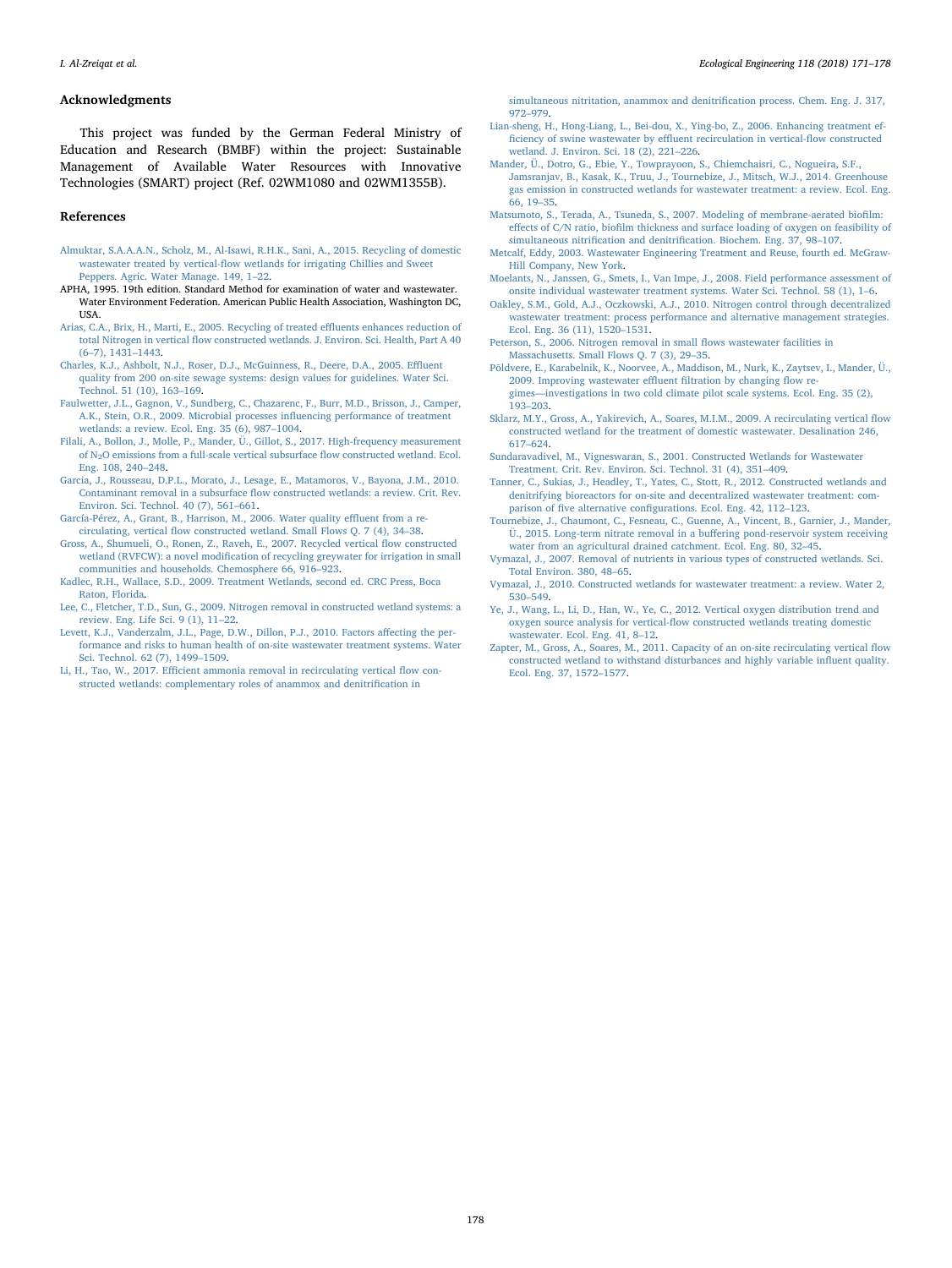## Acknowledgments

This project was funded by the German Federal Ministry of Education and Research (BMBF) within the project: Sustainable Management of Available Water Resources with Innovative Technologies (SMART) project (Ref. 02WM1080 and 02WM1355B).

## References

Almuktar, S.A.A.A.N., Scholz, M., Al-Isawi, R.H.K., Sani, A., 2015. Recycling of domestic wastewater treated by vertical-flow wetlands for irrigating Chillies and Sweet Peppers. Agric. Water Manage. 149, 1–22.

APHA, 1995. 19th edition. Standard Method for examination of water and wastewater. Water Environment Federation. American Public Health Association, Washington DC, USA.

Arias, C.A., Brix, H., Marti, E., 2005. Recycling of treated effluents enhances reduction of total Nitrogen in vertical flow constructed wetlands. J. Environ. Sci. Health, Part A 40 (6–7), 1431–1443.

Charles, K.J., Ashbolt, N.J., Roser, D.J., McGuinness, R., Deere, D.A., 2005. Effluent quality from 200 on-site sewage systems: design values for guidelines. Water Sci. Technol. 51 (10), 163–169.

Faulwetter, J.L., Gagnon, V., Sundberg, C., Chazarenc, F., Burr, M.D., Brisson, J., Camper, A.K., Stein, O.R., 2009. Microbial processes influencing performance of treatment wetlands: a review. Ecol. Eng. 35 (6), 987–1004.

Filali, A., Bollon, J., Molle, P., Mander, Ü., Gillot, S., 2017. High-frequency measurement of $N_2O$ emissions from a full-scale vertical subsurface flow constructed wetland. Ecol. Eng. 108, 240–248.

Garcia, J., Rousseau, D.P.L., Morato, J., Lesage, E., Matamoros, V., Bayona, J.M., 2010. Contaminant removal in a subsurface flow constructed wetlands: a review. Crit. Rev. Environ. Sci. Technol. 40 (7), 561–661.

García-Pérez, A., Grant, B., Harrison, M., 2006. Water quality effluent from a re-circulating, vertical flow constructed wetland. Small Flows Q. 7 (4), 34–38.

Gross, A., Shumueli, O., Ronen, Z., Raveh, E., 2007. Recycled vertical flow constructed wetland (RVFCW): a novel modification of recycling greywater for irrigation in small communities and households. Chemosphere 66, 916–923.

Kadlec, R.H., Wallace, S.D., 2009. Treatment Wetlands, second ed. CRC Press, Boca Raton, Florida.

Lee, C., Fletcher, T.D., Sun, G., 2009. Nitrogen removal in constructed wetland systems: a review. Eng. Life Sci. 9 (1), 11–22.

Levett, K.J., Vanderzalm, J.L., Page, D.W., Dillon, P.J., 2010. Factors affecting the performance and risks to human health of on-site wastewater treatment systems. Water Sci. Technol. 62 (7), 1499–1509.

Li, H., Tao, W., 2017. Efficient ammonia removal in recirculating vertical flow constructed wetlands: complementary roles of anammox and denitrification in simultaneous nitritation, anammox and denitrification process. Chem. Eng. J. 317, 972–979.

Lian-sheng, H., Hong-Liang, L., Bei-dou, X., Ying-bo, Z., 2006. Enhancing treatment efficiency of swine wastewater by effluent recirculation in vertical-flow constructed wetland. J. Environ. Sci. 18 (2), 221–226.

Mander, Ü., Dotro, G., Ebie, Y., Towprayoon, S., Chiemchaisri, C., Nogueira, S.F., Jamsranjav, B., Kasak, K., Truu, J., Tournebize, J., Mitsch, W.J., 2014. Greenhouse gas emission in constructed wetlands for wastewater treatment: a review. Ecol. Eng. 66, 19–35.

Matsumoto, S., Terada, A., Tsuneda, S., 2007. Modeling of membrane-aerated biofilm: effects of C/N ratio, biofilm thickness and surface loading of oxygen on feasibility of simultaneous nitrification and denitrification. Biochem. Eng. 37, 98–107.

Metcalf, Eddy, 2003. Wastewater Engineering Treatment and Reuse, fourth ed. McGraw-Hill Company, New York.

Moelants, N., Janssen, G., Smets, I., Van Impe, J., 2008. Field performance assessment of onsite individual wastewater treatment systems. Water Sci. Technol. 58 (1), 1–6.

Oakley, S.M., Gold, A.J., Oczkowski, A.J., 2010. Nitrogen control through decentralized wastewater treatment: process performance and alternative management strategies. Ecol. Eng. 36 (11), 1520–1531.

Peterson, S., 2006. Nitrogen removal in small flows wastewater facilities in Massachusetts. Small Flows Q. 7 (3), 29–35.

Põldvere, E., Karabelnik, K., Noorvee, A., Maddison, M., Nurk, K., Zaytsev, I., Mander, Ü., 2009. Improving wastewater effluent filtration by changing flow regimes—investigations in two cold climate pilot scale systems. Ecol. Eng. 35 (2), 193–203.

Sklarz, M.Y., Gross, A., Yakirevich, A., Soares, M.I.M., 2009. A recirculating vertical flow constructed wetland for the treatment of domestic wastewater. Desalination 246, 617–624.

Sundaravadivel, M., Vigneswaran, S., 2001. Constructed Wetlands for Wastewater Treatment. Crit. Rev. Environ. Sci. Technol. 31 (4), 351–409.

Tanner, C., Sukias, J., Headley, T., Yates, C., Stott, R., 2012. Constructed wetlands and denitrifying bioreactors for on-site and decentralized wastewater treatment: comparison of five alternative configurations. Ecol. Eng. 42, 112–123.

Tournebize, J., Chaumont, C., Fesneau, C., Guenne, A., Vincent, B., Garnier, J., Mander, Ü., 2015. Long-term nitrate removal in a buffering pond-reservoir system receiving water from an agricultural drained catchment. Ecol. Eng. 80, 32–45.

Vymazal, J., 2007. Removal of nutrients in various types of constructed wetlands. Sci. Total Environ. 380, 48–65.

Vymazal, J., 2010. Constructed wetlands for wastewater treatment: a review. Water 2, 530–549.

Ye, J., Wang, L., Li, D., Han, W., Ye, C., 2012. Vertical oxygen distribution trend and oxygen source analysis for vertical-flow constructed wetlands treating domestic wastewater. Ecol. Eng. 41, 8–12.

Zapter, M., Gross, A., Soares, M., 2011. Capacity of an on-site recirculating vertical flow constructed wetland to withstand disturbances and highly variable influent quality. Ecol. Eng. 37, 1572–1577.